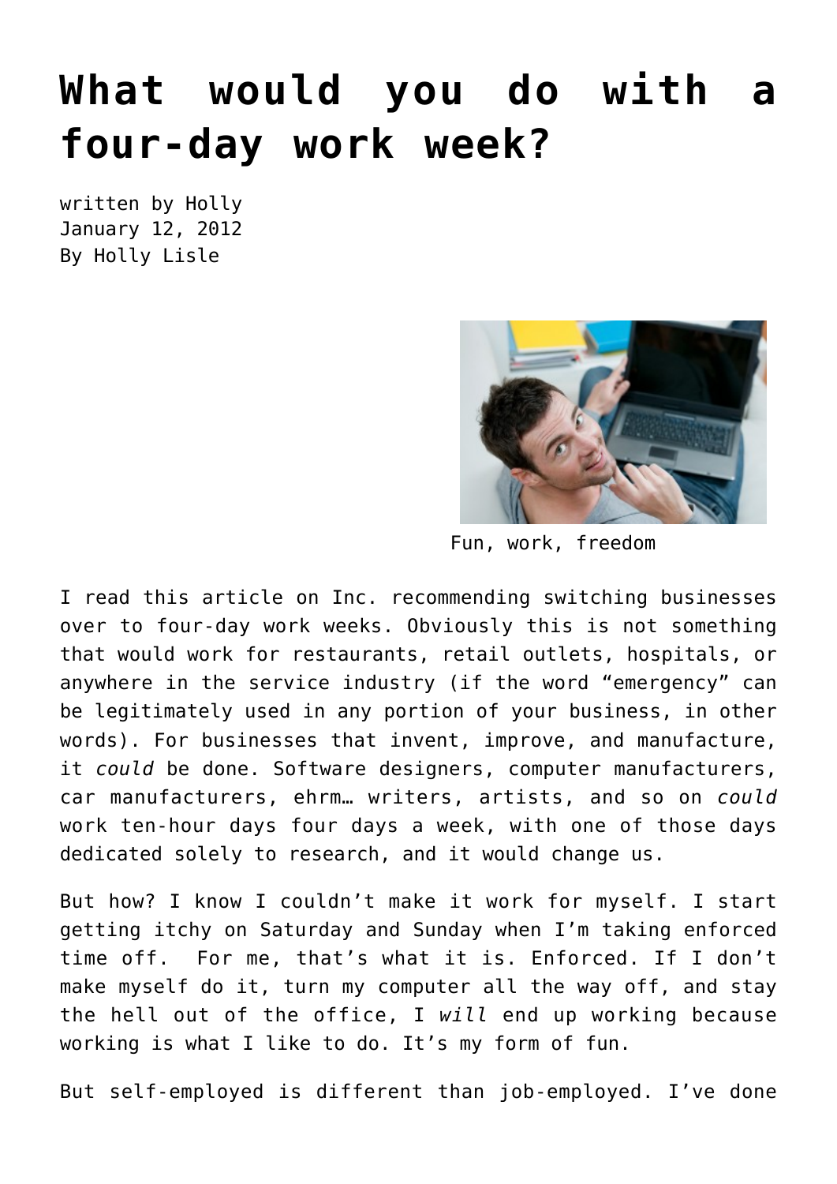# What would you do with a four-day work week?

written by Holly
January 12, 2012
By Holly Lisle

Fun, work, freedom

I read this article on Inc. recommending switching businesses over to four-day work weeks. Obviously this is not something that would work for restaurants, retail outlets, hospitals, or anywhere in the service industry (if the word "emergency" can be legitimately used in any portion of your business, in other words). For businesses that invent, improve, and manufacture, it *could* be done. Software designers, computer manufacturers, car manufacturers, ehrm… writers, artists, and so on *could* work ten-hour days four days a week, with one of those days dedicated solely to research, and it would change us.

But how? I know I couldn't make it work for myself. I start getting itchy on Saturday and Sunday when I'm taking enforced time off. For me, that's what it is. Enforced. If I don't make myself do it, turn my computer all the way off, and stay the hell out of the office, I *will* end up working because working is what I like to do. It's my form of fun.

But self-employed is different than job-employed. I've done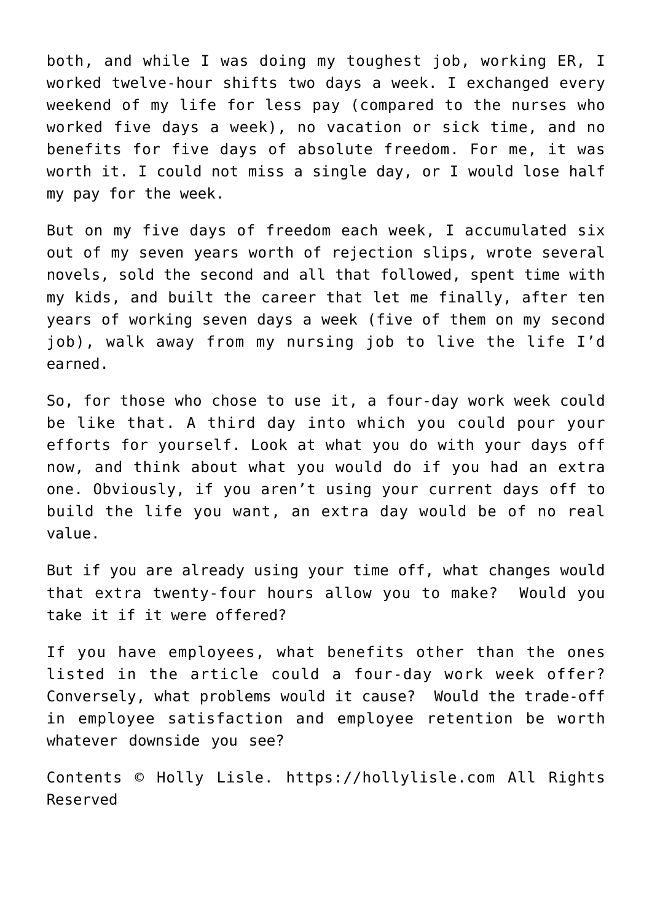both, and while I was doing my toughest job, working ER, I worked twelve-hour shifts two days a week. I exchanged every weekend of my life for less pay (compared to the nurses who worked five days a week), no vacation or sick time, and no benefits for five days of absolute freedom. For me, it was worth it. I could not miss a single day, or I would lose half my pay for the week.

But on my five days of freedom each week, I accumulated six out of my seven years worth of rejection slips, wrote several novels, sold the second and all that followed, spent time with my kids, and built the career that let me finally, after ten years of working seven days a week (five of them on my second job), walk away from my nursing job to live the life I'd earned.

So, for those who chose to use it, a four-day work week could be like that. A third day into which you could pour your efforts for yourself. Look at what you do with your days off now, and think about what you would do if you had an extra one. Obviously, if you aren't using your current days off to build the life you want, an extra day would be of no real value.

But if you are already using your time off, what changes would that extra twenty-four hours allow you to make? Would you take it if it were offered?

If you have employees, what benefits other than the ones listed in the article could a four-day work week offer? Conversely, what problems would it cause? Would the trade-off in employee satisfaction and employee retention be worth whatever downside you see?

Contents © Holly Lisle. https://hollylisle.com All Rights Reserved